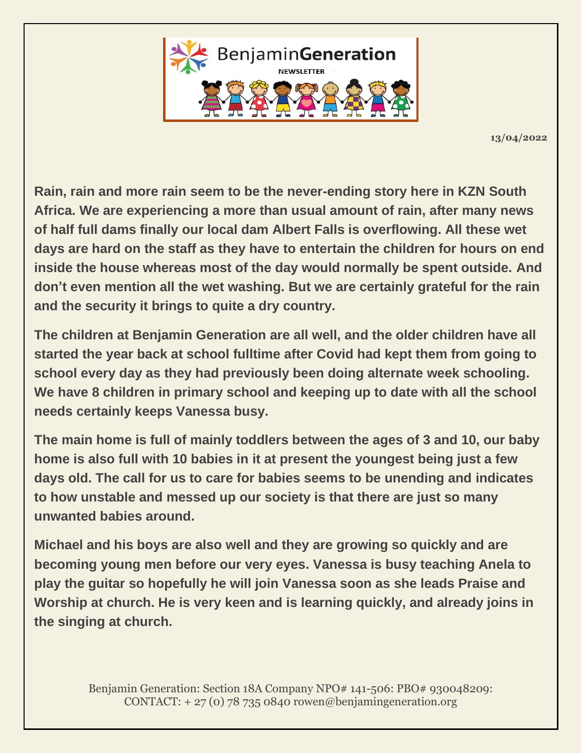# BenjaminGeneration

NEWSLETTER

**13/04/2022**

**Rain, rain and more rain seem to be the never-ending story here in KZN South Africa. We are experiencing a more than usual amount of rain, after many news of half full dams finally our local dam Albert Falls is overflowing. All these wet days are hard on the staff as they have to entertain the children for hours on end inside the house whereas most of the day would normally be spent outside. And don't even mention all the wet washing. But we are certainly grateful for the rain and the security it brings to quite a dry country.**

**The children at Benjamin Generation are all well, and the older children have all started the year back at school fulltime after Covid had kept them from going to school every day as they had previously been doing alternate week schooling. We have 8 children in primary school and keeping up to date with all the school needs certainly keeps Vanessa busy.**

**The main home is full of mainly toddlers between the ages of 3 and 10, our baby home is also full with 10 babies in it at present the youngest being just a few days old. The call for us to care for babies seems to be unending and indicates to how unstable and messed up our society is that there are just so many unwanted babies around.**

**Michael and his boys are also well and they are growing so quickly and are becoming young men before our very eyes. Vanessa is busy teaching Anela to play the guitar so hopefully he will join Vanessa soon as she leads Praise and Worship at church. He is very keen and is learning quickly, and already joins in the singing at church.**

Benjamin Generation: Section 18A Company NPO# 141-506: PBO# 930048209:
CONTACT: + 27 (0) 78 735 0840 rowen@benjamingeneration.org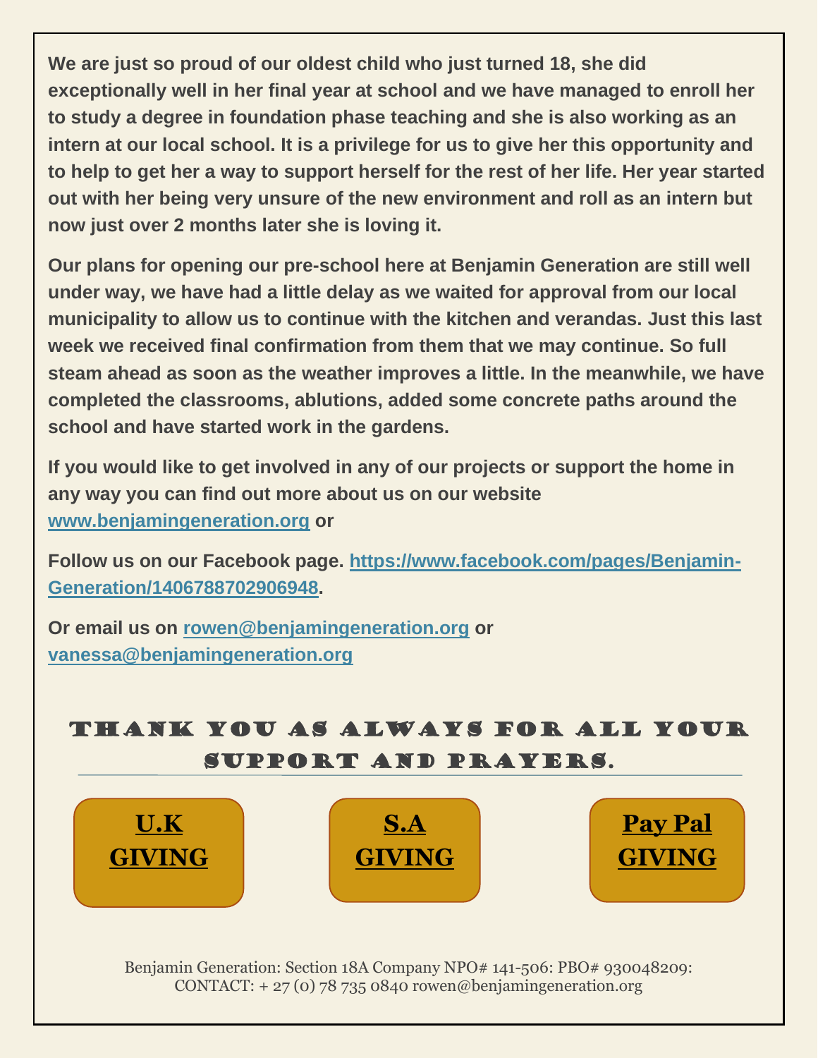**We are just so proud of our oldest child who just turned 18, she did exceptionally well in her final year at school and we have managed to enroll her to study a degree in foundation phase teaching and she is also working as an intern at our local school. It is a privilege for us to give her this opportunity and to help to get her a way to support herself for the rest of her life. Her year started out with her being very unsure of the new environment and roll as an intern but now just over 2 months later she is loving it.**

**Our plans for opening our pre-school here at Benjamin Generation are still well under way, we have had a little delay as we waited for approval from our local municipality to allow us to continue with the kitchen and verandas. Just this last week we received final confirmation from them that we may continue. So full steam ahead as soon as the weather improves a little. In the meanwhile, we have completed the classrooms, ablutions, added some concrete paths around the school and have started work in the gardens.**

**If you would like to get involved in any of our projects or support the home in any way you can find out more about us on our website [www.benjamingeneration.org](www.benjamingeneration.org) or**

**Follow us on our Facebook page. [https://www.facebook.com/pages/Benjamin-Generation/1406788702906948](https://www.facebook.com/pages/Benjamin-Generation/1406788702906948).**

**Or email us on [rowen@benjamingeneration.org](mailto:rowen@benjamingeneration.org) or [vanessa@benjamingeneration.org](mailto:vanessa@benjamingeneration.org)**

## THANK YOU AS ALWAYS FOR ALL YOUR SUPPORT AND PRAYERS.

**U.K GIVING** | **S.A GIVING** | **Pay Pal GIVING**

Benjamin Generation: Section 18A Company NPO# 141-506: PBO# 930048209: CONTACT: + 27 (0) 78 735 0840 rowen@benjamingeneration.org